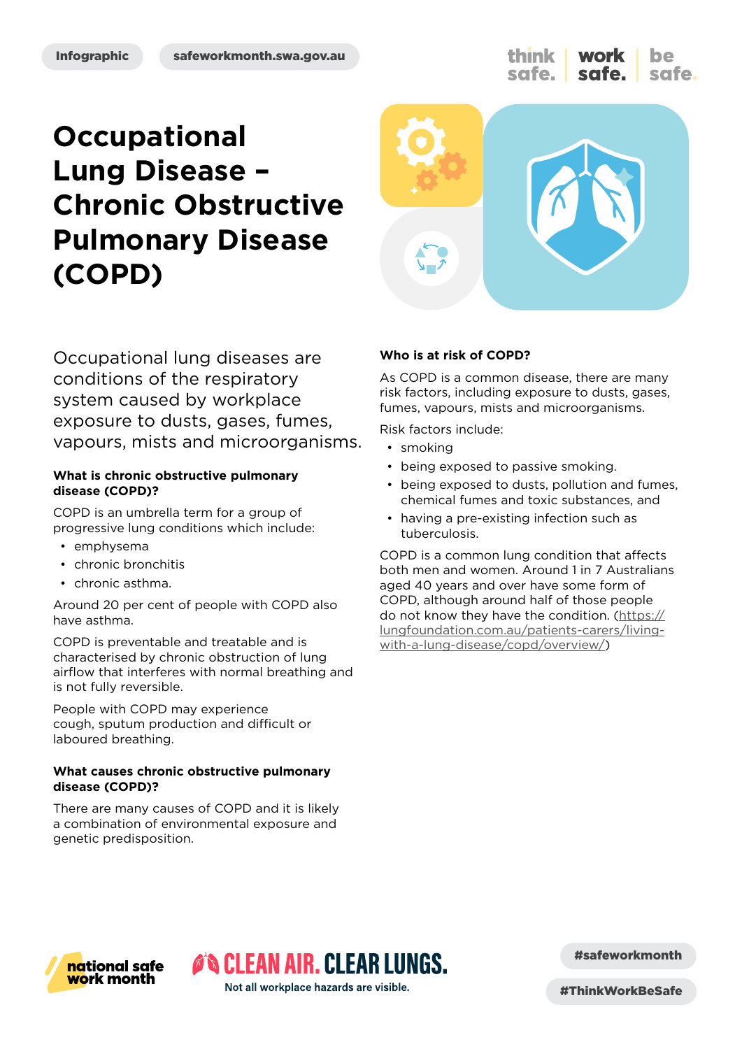Infographic | safeworkmonth.swa.gov.au

# Occupational Lung Disease – Chronic Obstructive Pulmonary Disease (COPD)

Occupational lung diseases are conditions of the respiratory system caused by workplace exposure to dusts, gases, fumes, vapours, mists and microorganisms.

### What is chronic obstructive pulmonary disease (COPD)?

COPD is an umbrella term for a group of progressive lung conditions which include:

- emphysema
- chronic bronchitis
- chronic asthma.

Around 20 per cent of people with COPD also have asthma.

COPD is preventable and treatable and is characterised by chronic obstruction of lung airflow that interferes with normal breathing and is not fully reversible.

People with COPD may experience cough, sputum production and difficult or laboured breathing.

### What causes chronic obstructive pulmonary disease (COPD)?

There are many causes of COPD and it is likely a combination of environmental exposure and genetic predisposition.

### Who is at risk of COPD?

As COPD is a common disease, there are many risk factors, including exposure to dusts, gases, fumes, vapours, mists and microorganisms.

Risk factors include:

- smoking
- being exposed to passive smoking.
- being exposed to dusts, pollution and fumes, chemical fumes and toxic substances, and
- having a pre-existing infection such as tuberculosis.

COPD is a common lung condition that affects both men and women. Around 1 in 7 Australians aged 40 years and over have some form of COPD, although around half of those people do not know they have the condition. (https://lungfoundation.com.au/patients-carers/living-with-a-lung-disease/copd/overview/)

national safe work month

CLEAN AIR. CLEAR LUNGS. Not all workplace hazards are visible.

#safeworkmonth #ThinkWorkBeSafe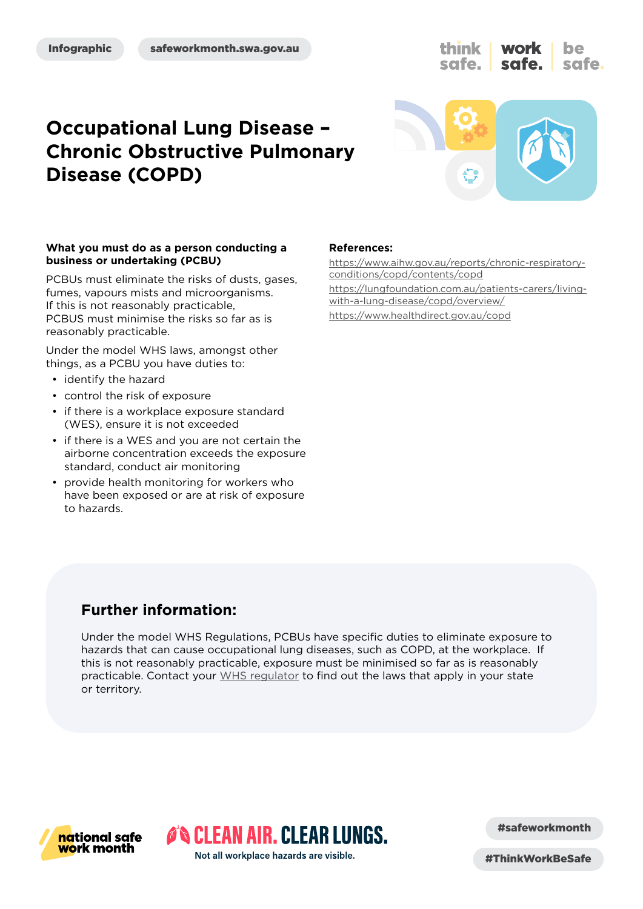Infographic

safeworkmonth.swa.gov.au

think safe. work safe. be safe.

# Occupational Lung Disease – Chronic Obstructive Pulmonary Disease (COPD)

**What you must do as a person conducting a business or undertaking (PCBU)**

PCBUs must eliminate the risks of dusts, gases, fumes, vapours mists and microorganisms. If this is not reasonably practicable, PCBUS must minimise the risks so far as is reasonably practicable.

Under the model WHS laws, amongst other things, as a PCBU you have duties to:

- identify the hazard
- control the risk of exposure
- if there is a workplace exposure standard (WES), ensure it is not exceeded
- if there is a WES and you are not certain the airborne concentration exceeds the exposure standard, conduct air monitoring
- provide health monitoring for workers who have been exposed or are at risk of exposure to hazards.

**References:**

https://www.aihw.gov.au/reports/chronic-respiratory-conditions/copd/contents/copd

https://lungfoundation.com.au/patients-carers/living-with-a-lung-disease/copd/overview/

https://www.healthdirect.gov.au/copd

## Further information:

Under the model WHS Regulations, PCBUs have specific duties to eliminate exposure to hazards that can cause occupational lung diseases, such as COPD, at the workplace. If this is not reasonably practicable, exposure must be minimised so far as is reasonably practicable. Contact your WHS regulator to find out the laws that apply in your state or territory.

national safe work month

CLEAN AIR. CLEAR LUNGS.

Not all workplace hazards are visible.

#safeworkmonth

#ThinkWorkBeSafe